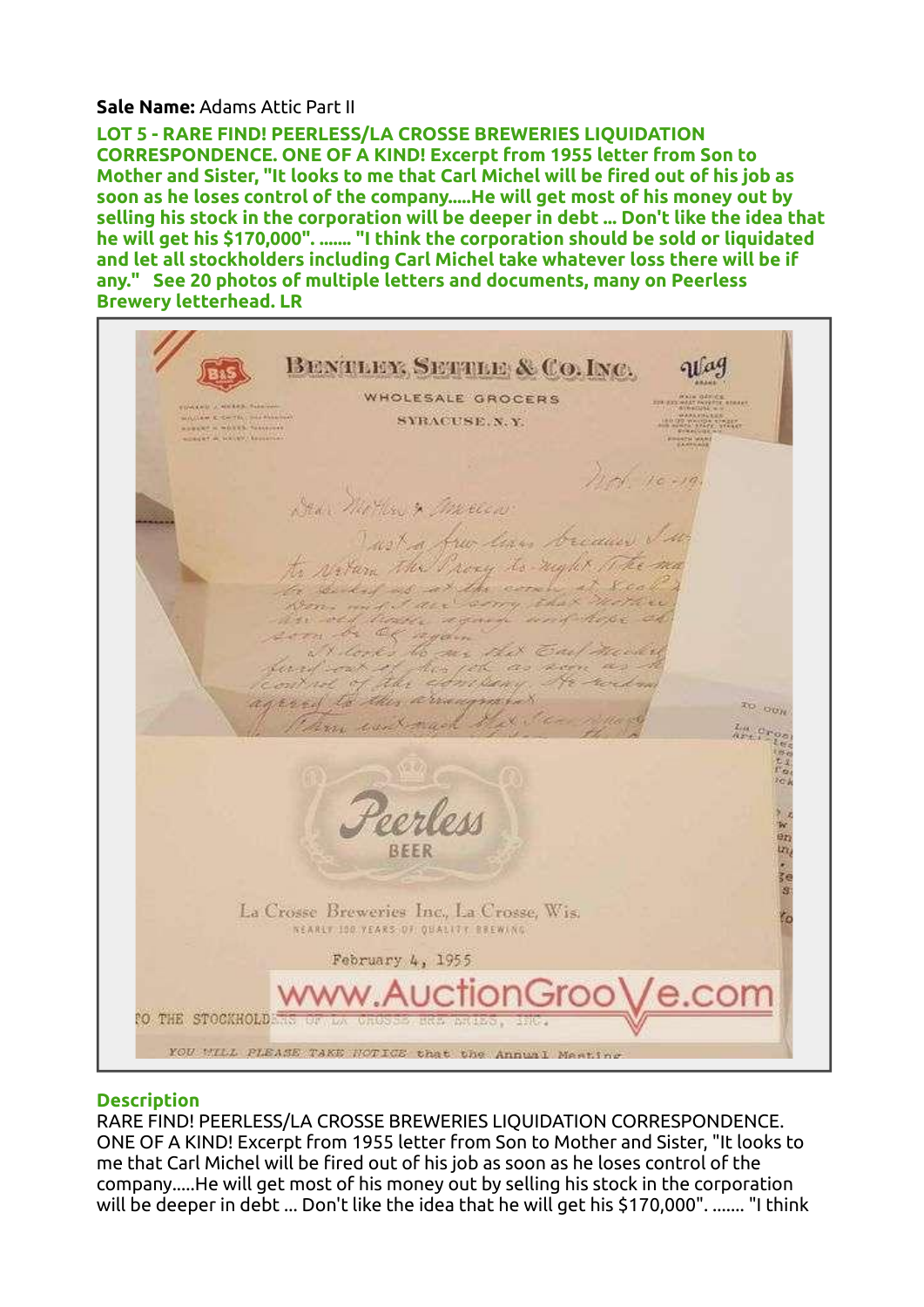**Sale Name:** Adams Attic Part II

**LOT 5 - RARE FIND! PEERLESS/LA CROSSE BREWERIES LIQUIDATION CORRESPONDENCE. ONE OF A KIND! Excerpt from 1955 letter from Son to Mother and Sister, "It looks to me that Carl Michel will be fired out of his job as soon as he loses control of the company.....He will get most of his money out by selling his stock in the corporation will be deeper in debt ... Don't like the idea that he will get his $170,000". ....... "I think the corporation should be sold or liquidated and let all stockholders including Carl Michel take whatever loss there will be if any." See 20 photos of multiple letters and documents, many on Peerless Brewery letterhead. LR**

## Description

RARE FIND! PEERLESS/LA CROSSE BREWERIES LIQUIDATION CORRESPONDENCE. ONE OF A KIND! Excerpt from 1955 letter from Son to Mother and Sister, "It looks to me that Carl Michel will be fired out of his job as soon as he loses control of the company.....He will get most of his money out by selling his stock in the corporation will be deeper in debt ... Don't like the idea that he will get his $170,000". ....... "I think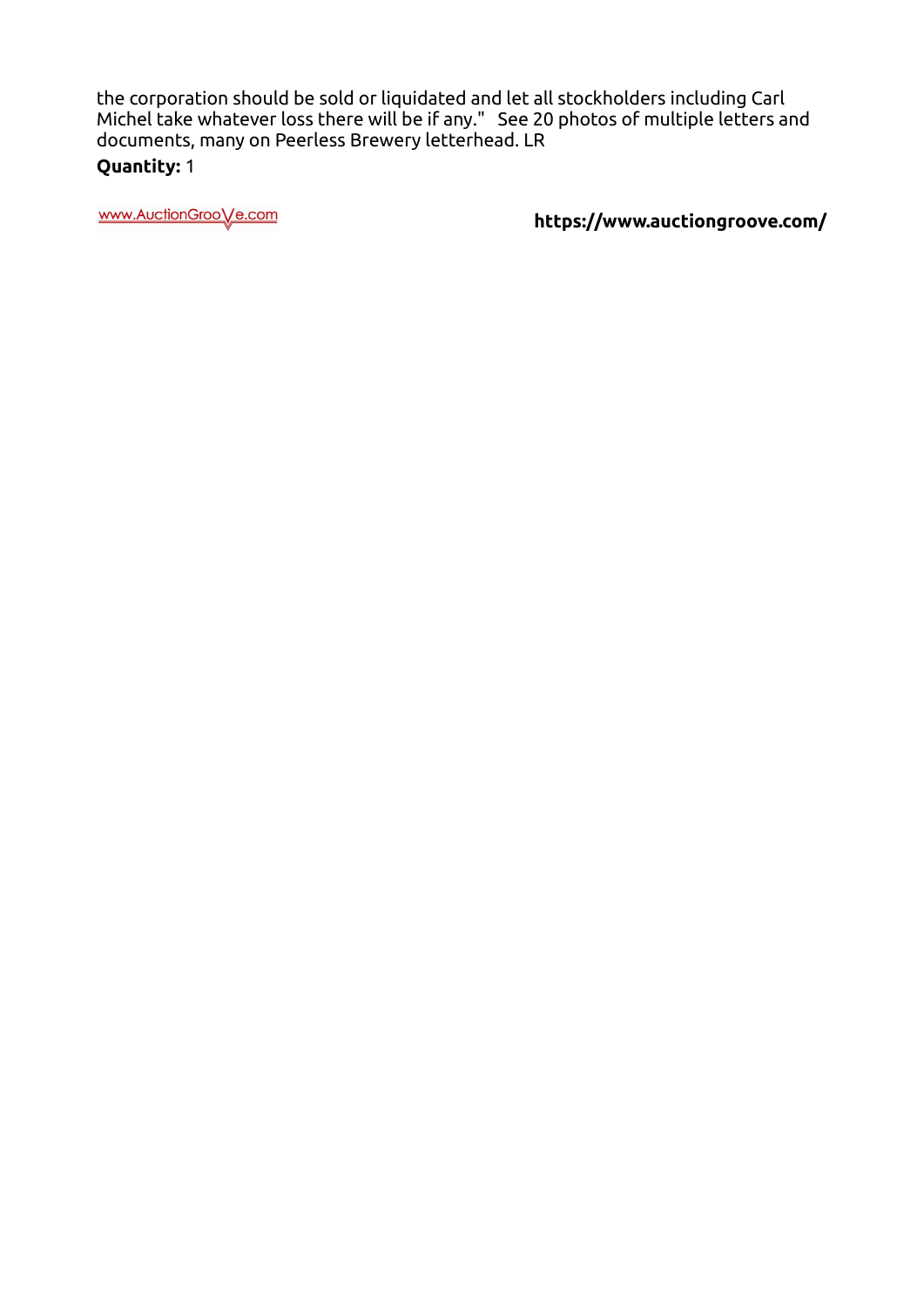the corporation should be sold or liquidated and let all stockholders including Carl Michel take whatever loss there will be if any." See 20 photos of multiple letters and documents, many on Peerless Brewery letterhead. LR

**Quantity:** 1